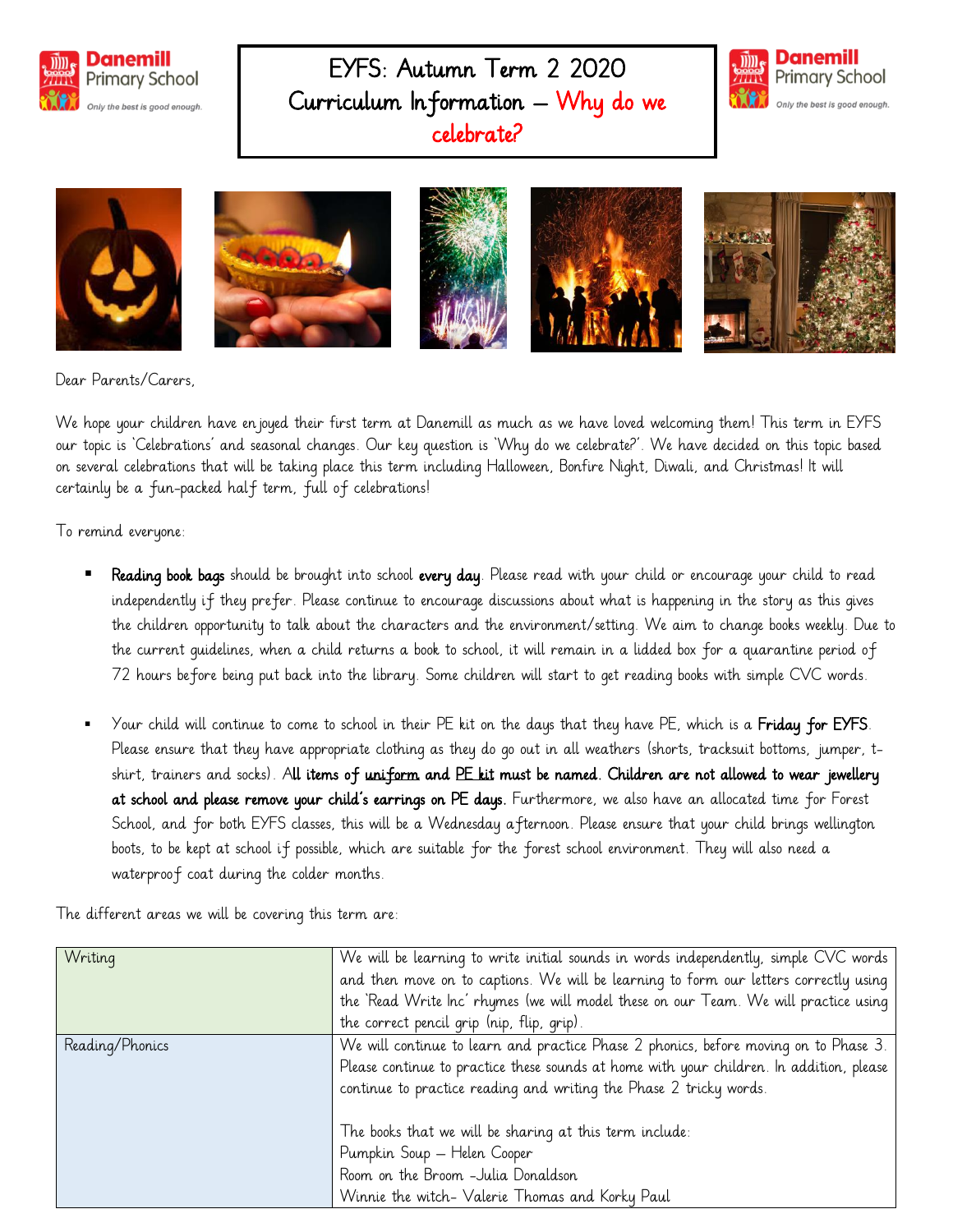# EYFS: Autumn Term 2 2020 Curriculum Information – Why do we celebrate?

Dear Parents/Carers,

We hope your children have enjoyed their first term at Danemill as much as we have loved welcoming them! This term in EYFS our topic is 'Celebrations' and seasonal changes. Our key question is 'Why do we celebrate?'. We have decided on this topic based on several celebrations that will be taking place this term including Halloween, Bonfire Night, Diwali, and Christmas! It will certainly be a fun-packed half term, full of celebrations!

To remind everyone:

- **Reading book bags** should be brought into school **every day**. Please read with your child or encourage your child to read independently if they prefer. Please continue to encourage discussions about what is happening in the story as this gives the children opportunity to talk about the characters and the environment/setting. We aim to change books weekly. Due to the current guidelines, when a child returns a book to school, it will remain in a lidded box for a quarantine period of 72 hours before being put back into the library. Some children will start to get reading books with simple CVC words.

- Your child will continue to come to school in their PE kit on the days that they have PE, which is a **Friday for EYFS**. Please ensure that they have appropriate clothing as they do go out in all weathers (shorts, tracksuit bottoms, jumper, t-shirt, trainers and socks). A**ll items of <u>uniform</u> and <u>PE kit</u> must be named. Children are not allowed to wear jewellery at school and please remove your child's earrings on PE days.** Furthermore, we also have an allocated time for Forest School, and for both EYFS classes, this will be a Wednesday afternoon. Please ensure that your child brings wellington boots, to be kept at school if possible, which are suitable for the forest school environment. They will also need a waterproof coat during the colder months.

The different areas we will be covering this term are:

| | |
|---|---|
| Writing | We will be learning to write initial sounds in words independently, simple CVC words and then move on to captions. We will be learning to form our letters correctly using the 'Read Write Inc' rhymes (we will model these on our Team. We will practice using the correct pencil grip (nip, flip, grip). |
| Reading/Phonics | We will continue to learn and practice Phase 2 phonics, before moving on to Phase 3. Please continue to practice these sounds at home with your children. In addition, please continue to practice reading and writing the Phase 2 tricky words.<br><br>The books that we will be sharing at this term include:<br>Pumpkin Soup – Helen Cooper<br>Room on the Broom –Julia Donaldson<br>Winnie the witch- Valerie Thomas and Korky Paul |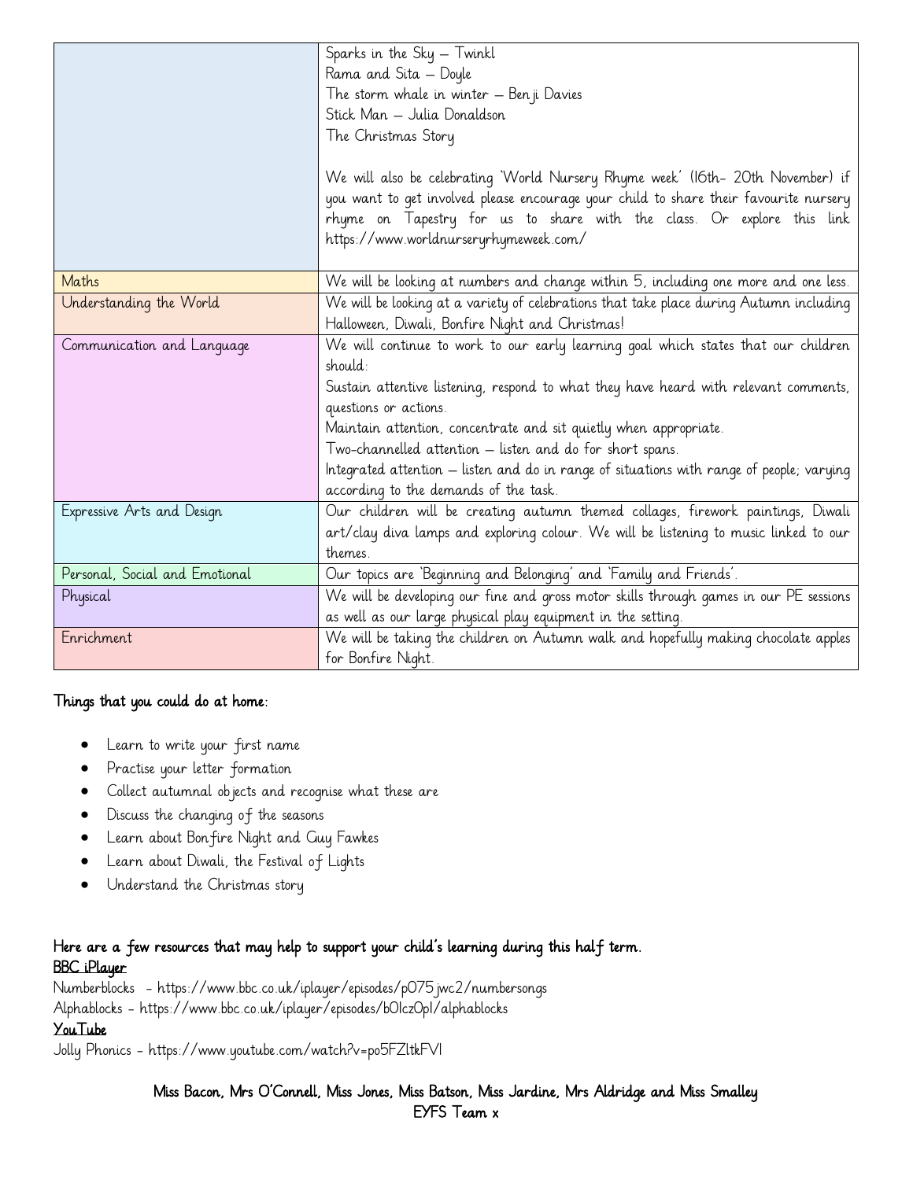| | |
|---|---|
| | Sparks in the Sky – Twinkl<br>Rama and Sita – Doyle<br>The storm whale in winter – Benji Davies<br>Stick Man – Julia Donaldson<br>The Christmas Story<br><br>We will also be celebrating 'World Nursery Rhyme week' (16th- 20th November) if you want to get involved please encourage your child to share their favourite nursery rhyme on Tapestry for us to share with the class. Or explore this link https://www.worldnurseryrhymeweek.com/ |
| Maths | We will be looking at numbers and change within 5, including one more and one less. |
| Understanding the World | We will be looking at a variety of celebrations that take place during Autumn including Halloween, Diwali, Bonfire Night and Christmas! |
| Communication and Language | We will continue to work to our early learning goal which states that our children should:<br>Sustain attentive listening, respond to what they have heard with relevant comments, questions or actions.<br>Maintain attention, concentrate and sit quietly when appropriate.<br>Two-channelled attention – listen and do for short spans.<br>Integrated attention – listen and do in range of situations with range of people; varying according to the demands of the task. |
| Expressive Arts and Design | Our children will be creating autumn themed collages, firework paintings, Diwali art/clay diva lamps and exploring colour. We will be listening to music linked to our themes. |
| Personal, Social and Emotional | Our topics are 'Beginning and Belonging' and 'Family and Friends'. |
| Physical | We will be developing our fine and gross motor skills through games in our PE sessions as well as our large physical play equipment in the setting. |
| Enrichment | We will be taking the children on Autumn walk and hopefully making chocolate apples for Bonfire Night. |

**Things that you could do at home:**

- Learn to write your first name
- Practise your letter formation
- Collect autumnal objects and recognise what these are
- Discuss the changing of the seasons
- Learn about Bonfire Night and Guy Fawkes
- Learn about Diwali, the Festival of Lights
- Understand the Christmas story

**Here are a few resources that may help to support your child's learning during this half term.**

**BBC iPlayer**

Numberblocks - https://www.bbc.co.uk/iplayer/episodes/p075jwc2/numbersongs

Alphablocks - https://www.bbc.co.uk/iplayer/episodes/b01cz0p1/alphablocks

**YouTube**

Jolly Phonics - https://www.youtube.com/watch?v=po5FZ1tkFVI

**Miss Bacon, Mrs O'Connell, Miss Jones, Miss Batson, Miss Jardine, Mrs Aldridge and Miss Smalley**
**EYFS Team x**